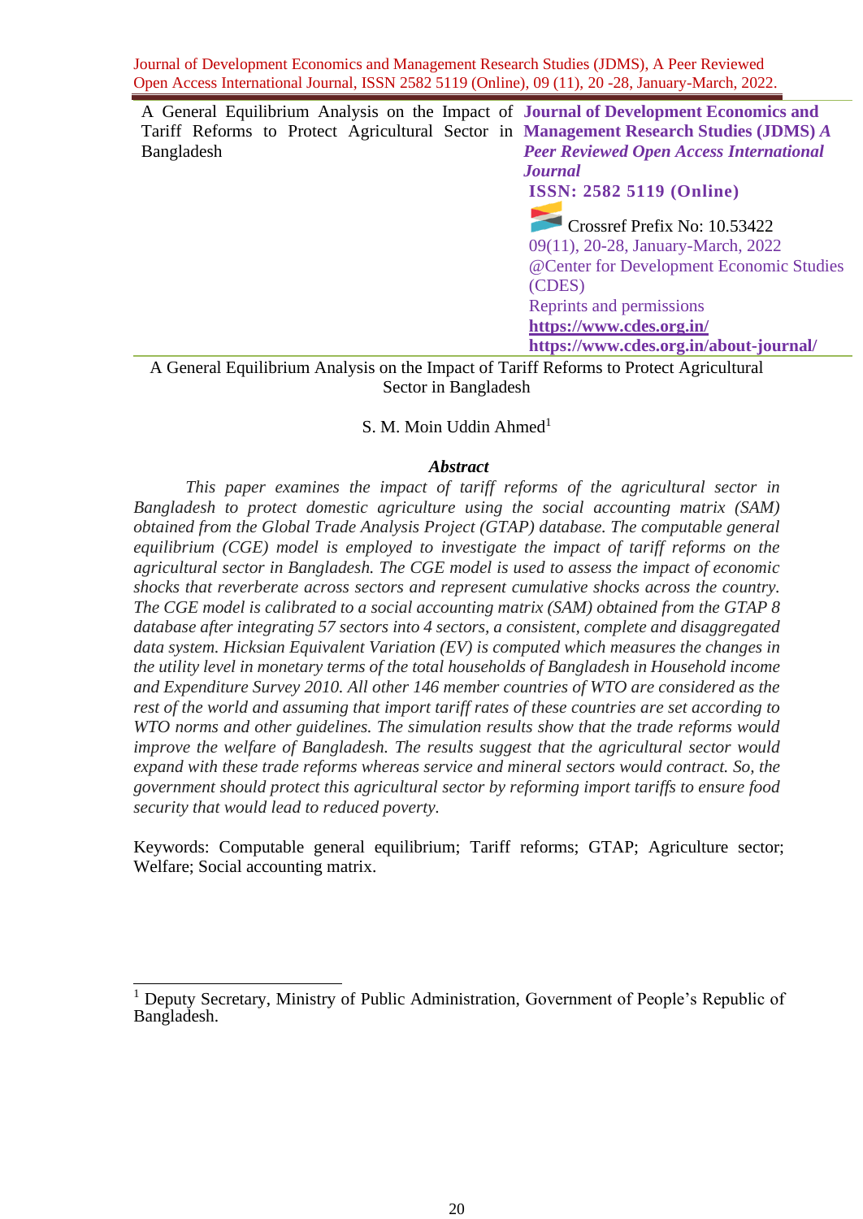A General Equilibrium Analysis on the Impact of Tariff Reforms to Protect Agricultural Sector in Bangladesh

**Journal of Development Economics and Management Research Studies (JDMS)** ***A Peer Reviewed Open Access International Journal***

**ISSN: 2582 5119 (Online)**

Crossref Prefix No: 10.53422

09(11), 20-28, January-March, 2022

@Center for Development Economic Studies (CDES)

Reprints and permissions

**https://www.cdes.org.in/**

**https://www.cdes.org.in/about-journal/**

# A General Equilibrium Analysis on the Impact of Tariff Reforms to Protect Agricultural Sector in Bangladesh

S. M. Moin Uddin Ahmed[1]

## Abstract

*This paper examines the impact of tariff reforms of the agricultural sector in Bangladesh to protect domestic agriculture using the social accounting matrix (SAM) obtained from the Global Trade Analysis Project (GTAP) database. The computable general equilibrium (CGE) model is employed to investigate the impact of tariff reforms on the agricultural sector in Bangladesh. The CGE model is used to assess the impact of economic shocks that reverberate across sectors and represent cumulative shocks across the country. The CGE model is calibrated to a social accounting matrix (SAM) obtained from the GTAP 8 database after integrating 57 sectors into 4 sectors, a consistent, complete and disaggregated data system. Hicksian Equivalent Variation (EV) is computed which measures the changes in the utility level in monetary terms of the total households of Bangladesh in Household income and Expenditure Survey 2010. All other 146 member countries of WTO are considered as the rest of the world and assuming that import tariff rates of these countries are set according to WTO norms and other guidelines. The simulation results show that the trade reforms would improve the welfare of Bangladesh. The results suggest that the agricultural sector would expand with these trade reforms whereas service and mineral sectors would contract. So, the government should protect this agricultural sector by reforming import tariffs to ensure food security that would lead to reduced poverty.*

Keywords: Computable general equilibrium; Tariff reforms; GTAP; Agriculture sector; Welfare; Social accounting matrix.

[1] Deputy Secretary, Ministry of Public Administration, Government of People's Republic of Bangladesh.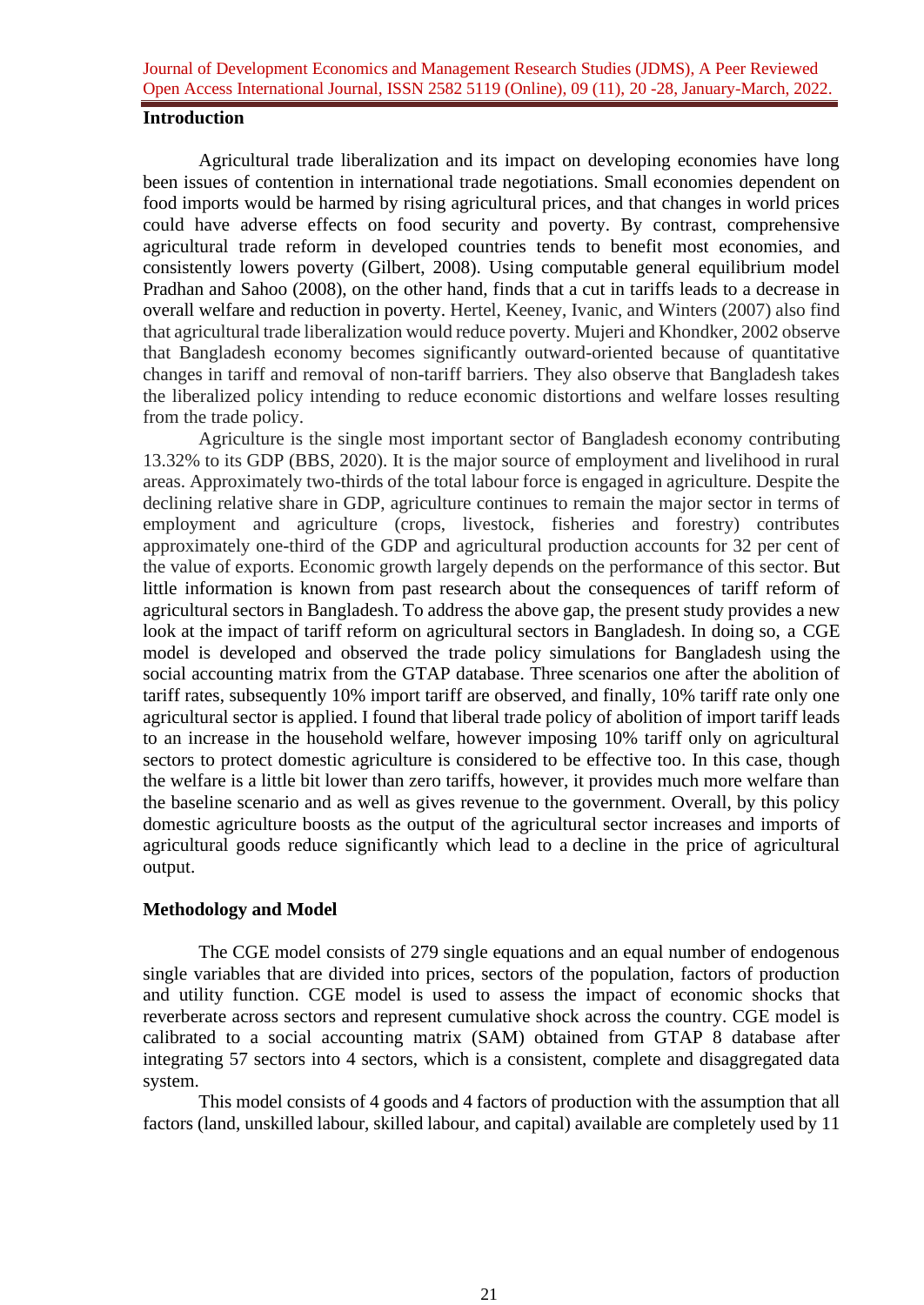## Introduction

Agricultural trade liberalization and its impact on developing economies have long been issues of contention in international trade negotiations. Small economies dependent on food imports would be harmed by rising agricultural prices, and that changes in world prices could have adverse effects on food security and poverty. By contrast, comprehensive agricultural trade reform in developed countries tends to benefit most economies, and consistently lowers poverty (Gilbert, 2008). Using computable general equilibrium model Pradhan and Sahoo (2008), on the other hand, finds that a cut in tariffs leads to a decrease in overall welfare and reduction in poverty. Hertel, Keeney, Ivanic, and Winters (2007) also find that agricultural trade liberalization would reduce poverty. Mujeri and Khondker, 2002 observe that Bangladesh economy becomes significantly outward-oriented because of quantitative changes in tariff and removal of non-tariff barriers. They also observe that Bangladesh takes the liberalized policy intending to reduce economic distortions and welfare losses resulting from the trade policy.

Agriculture is the single most important sector of Bangladesh economy contributing 13.32% to its GDP (BBS, 2020). It is the major source of employment and livelihood in rural areas. Approximately two-thirds of the total labour force is engaged in agriculture. Despite the declining relative share in GDP, agriculture continues to remain the major sector in terms of employment and agriculture (crops, livestock, fisheries and forestry) contributes approximately one-third of the GDP and agricultural production accounts for 32 per cent of the value of exports. Economic growth largely depends on the performance of this sector. But little information is known from past research about the consequences of tariff reform of agricultural sectors in Bangladesh. To address the above gap, the present study provides a new look at the impact of tariff reform on agricultural sectors in Bangladesh. In doing so, a CGE model is developed and observed the trade policy simulations for Bangladesh using the social accounting matrix from the GTAP database. Three scenarios one after the abolition of tariff rates, subsequently 10% import tariff are observed, and finally, 10% tariff rate only one agricultural sector is applied. I found that liberal trade policy of abolition of import tariff leads to an increase in the household welfare, however imposing 10% tariff only on agricultural sectors to protect domestic agriculture is considered to be effective too. In this case, though the welfare is a little bit lower than zero tariffs, however, it provides much more welfare than the baseline scenario and as well as gives revenue to the government. Overall, by this policy domestic agriculture boosts as the output of the agricultural sector increases and imports of agricultural goods reduce significantly which lead to a decline in the price of agricultural output.

## Methodology and Model

The CGE model consists of 279 single equations and an equal number of endogenous single variables that are divided into prices, sectors of the population, factors of production and utility function. CGE model is used to assess the impact of economic shocks that reverberate across sectors and represent cumulative shock across the country. CGE model is calibrated to a social accounting matrix (SAM) obtained from GTAP 8 database after integrating 57 sectors into 4 sectors, which is a consistent, complete and disaggregated data system.

This model consists of 4 goods and 4 factors of production with the assumption that all factors (land, unskilled labour, skilled labour, and capital) available are completely used by 11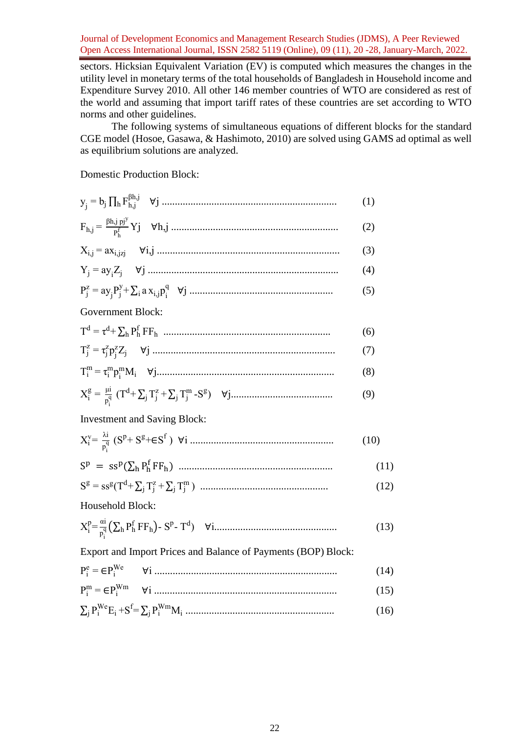sectors. Hicksian Equivalent Variation (EV) is computed which measures the changes in the utility level in monetary terms of the total households of Bangladesh in Household income and Expenditure Survey 2010. All other 146 member countries of WTO are considered as rest of the world and assuming that import tariff rates of these countries are set according to WTO norms and other guidelines.

The following systems of simultaneous equations of different blocks for the standard CGE model (Hosoe, Gasawa, & Hashimoto, 2010) are solved using GAMS ad optimal as well as equilibrium solutions are analyzed.

Domestic Production Block:

$$y_j = b_j \prod_h F_{h,j}^{\beta h,j} \quad \forall j \qquad (1)$$

$$F_{h,j} = \frac{\beta h,j\ pj^y}{P_h^f} Yj \quad \forall h,j \qquad (2)$$

$$X_{i,j} = ax_{i,jzj} \quad \forall i,j \qquad (3)$$

$$Y_j = ay_i Z_j \quad \forall j \qquad (4)$$

$$P_j^z = ay_j P_j^y + \sum_i a\, x_{i,j} p_i^q \quad \forall j \qquad (5)$$

Government Block:

$$T^d = \tau^d + \sum_h P_h^f FF_h \qquad (6)$$

$$T_j^z = \tau_j^z p_j^z Z_j \quad \forall j \qquad (7)$$

$$T_i^m = \tau_i^m p_i^m M_i \quad \forall j \qquad (8)$$

$$X_i^g = \frac{\mu i}{p_i^q} (T^d + \sum_j T_j^z + \sum_j T_j^m - S^g) \quad \forall j \qquad (9)$$

Investment and Saving Block:

$$X_i^v = \frac{\lambda i}{p_i^q} (S^p + S^g + \in S^f) \quad \forall i \qquad (10)$$

$$S^p = ss^p (\sum_h P_h^f FF_h) \qquad (11)$$

$$S^g = ss^g (T^d + \sum_j T_j^z + \sum_j T_j^m) \qquad (12)$$

Household Block:

$$X_i^p = \frac{\alpha i}{p_i^q} (\sum_h P_h^f FF_h) - S^p - T^d) \quad \forall i \qquad (13)$$

Export and Import Prices and Balance of Payments (BOP) Block:

$$P_i^e = \in P_i^{We} \quad \forall i \qquad (14)$$

$$P_i^m = \in P_i^{Wm} \quad \forall i \qquad (15)$$

$$\sum_j P_i^{We} E_i + S^f = \sum_j P_i^{Wm} M_i \qquad (16)$$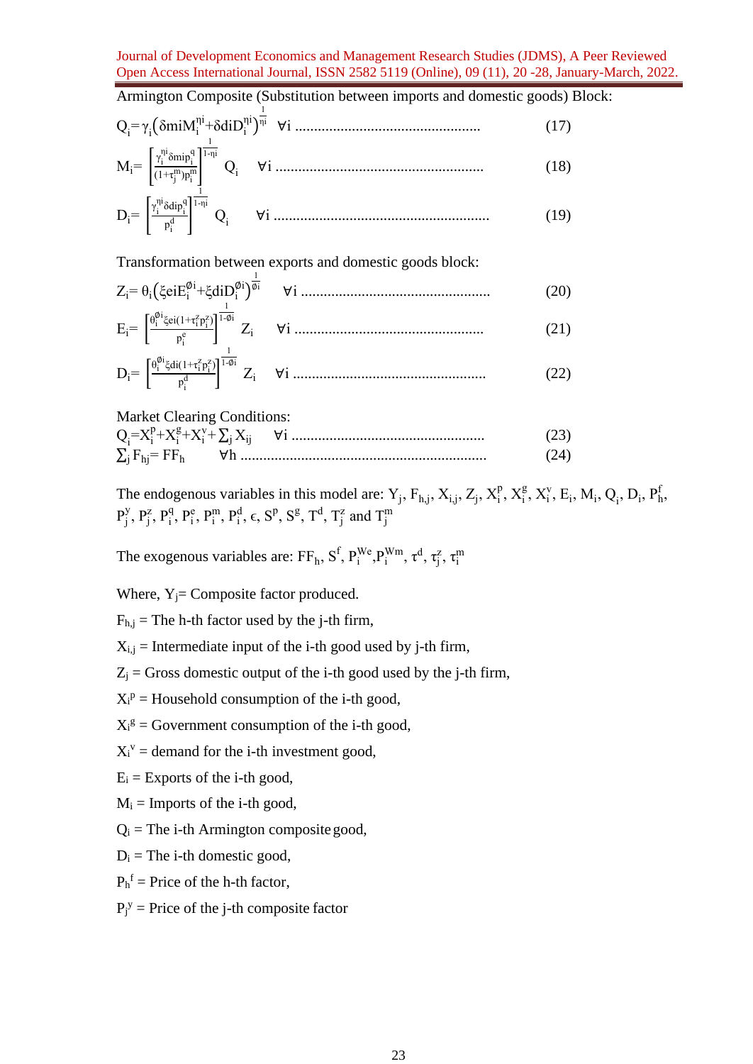Armington Composite (Substitution between imports and domestic goods) Block:

$$Q_i = \gamma_i \left( \delta m i M_i^{\eta i} + \delta d i D_i^{\eta i} \right)^{\frac{1}{\eta i}} \quad \forall i \text{ ................................................} \quad (17)$$

$$M_i = \left[ \frac{\gamma_i^{\eta i} \delta m i p_i^q}{(1+\tau_j^m) p_i^m} \right]^{\frac{1}{1-\eta i}} Q_i \quad \forall i \text{ ......................................................} \quad (18)$$

$$D_i = \left[ \frac{\gamma_i^{\eta i} \delta d i p_i^q}{p_i^d} \right]^{\frac{1}{1-\eta i}} Q_i \quad \forall i \text{ ........................................................} \quad (19)$$

Transformation between exports and domestic goods block:

$$Z_i = \theta_i \left( \xi e i E_i^{\emptyset i} + \xi d i D_i^{\emptyset i} \right)^{\frac{1}{\emptyset i}} \quad \forall i \text{ ................................................} \quad (20)$$

$$E_i = \left[ \frac{\theta_i^{\emptyset i} \xi e i (1+\tau_i^z p_i^z)}{p_i^e} \right]^{\frac{1}{1-\emptyset i}} Z_i \quad \forall i \text{ ................................................} \quad (21)$$

$$D_i = \left[ \frac{\theta_i^{\emptyset i} \xi d i (1+\tau_i^z p_i^z)}{p_i^d} \right]^{\frac{1}{1-\emptyset i}} Z_i \quad \forall i \text{ ..................................................} \quad (22)$$

Market Clearing Conditions:

$$Q_i = X_i^p + X_i^g + X_i^v + \textstyle\sum_j X_{ij} \quad \forall i \text{ ..................................................} \quad (23)$$

$$\textstyle\sum_j F_{hj} = FF_h \quad \forall h \text{ ................................................................} \quad (24)$$

The endogenous variables in this model are: $Y_j$, $F_{h,j}$, $X_{i,j}$, $Z_j$, $X_i^p$, $X_i^g$, $X_i^v$, $E_i$, $M_i$, $Q_i$, $D_i$, $P_h^f$, $P_j^y$, $P_j^z$, $P_i^q$, $P_i^e$, $P_i^m$, $P_i^d$, $\epsilon$, $S^p$, $S^g$, $T^d$, $T_j^z$ and $T_j^m$

The exogenous variables are: $FF_h$, $S^f$, $P_i^{We}$, $P_i^{Wm}$, $\tau^d$, $\tau_j^z$, $\tau_i^m$

Where, $Y_j$ = Composite factor produced.

$F_{h,j}$ = The h-th factor used by the j-th firm,

$X_{i,j}$ = Intermediate input of the i-th good used by j-th firm,

$Z_j$ = Gross domestic output of the i-th good used by the j-th firm,

$X_i^p$ = Household consumption of the i-th good,

$X_i^g$ = Government consumption of the i-th good,

$X_i^v$ = demand for the i-th investment good,

$E_i$ = Exports of the i-th good,

$M_i$ = Imports of the i-th good,

$Q_i$ = The i-th Armington composite good,

$D_i$ = The i-th domestic good,

$P_h^f$ = Price of the h-th factor,

$P_j^y$ = Price of the j-th composite factor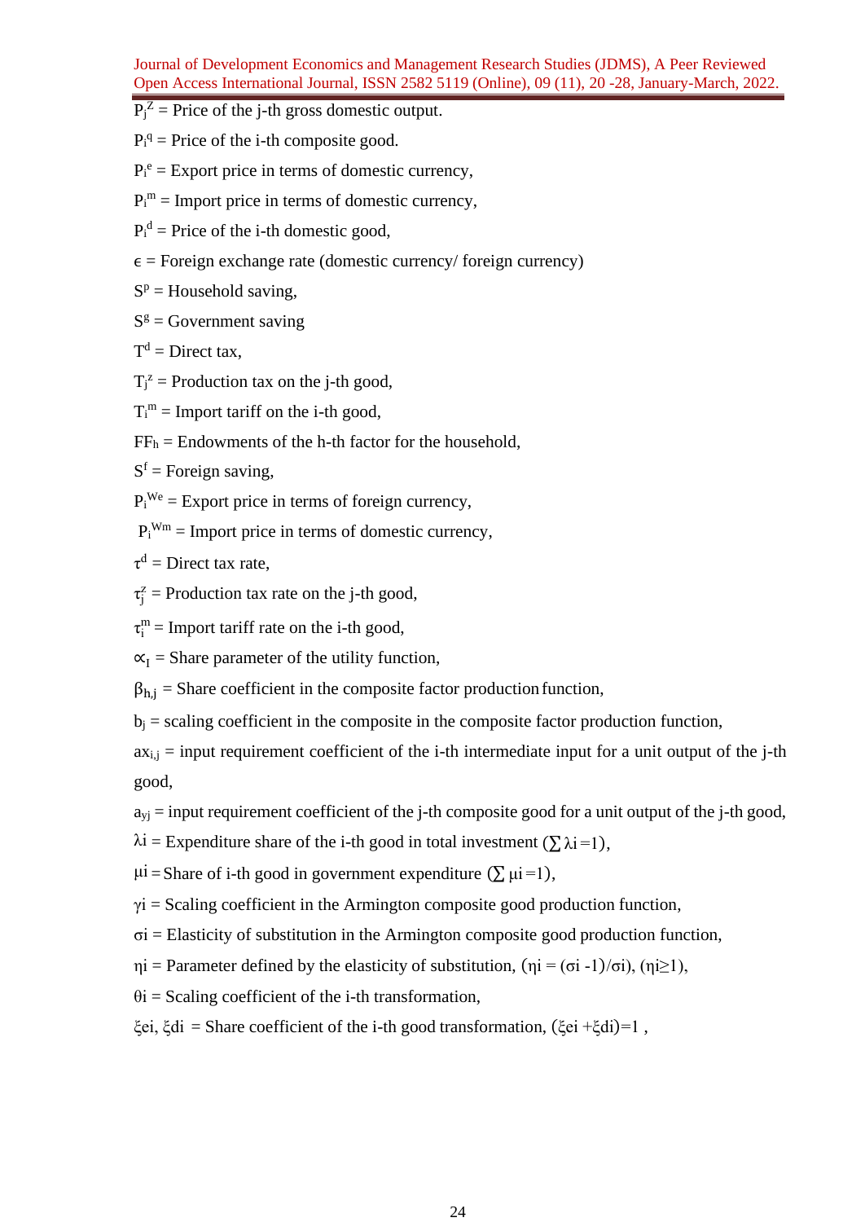$P_j^Z$ = Price of the j-th gross domestic output.

$P_i^q$ = Price of the i-th composite good.

$P_i^e$ = Export price in terms of domestic currency,

$P_i^m$ = Import price in terms of domestic currency,

$P_i^d$ = Price of the i-th domestic good,

$\epsilon$ = Foreign exchange rate (domestic currency/ foreign currency)

$S^p$ = Household saving,

$S^g$ = Government saving

$T^d$ = Direct tax,

$T_j^z$ = Production tax on the j-th good,

$T_i^m$ = Import tariff on the i-th good,

$FF_h$ = Endowments of the h-th factor for the household,

$S^f$ = Foreign saving,

$P_i^{We}$ = Export price in terms of foreign currency,

$P_i^{Wm}$ = Import price in terms of domestic currency,

$\tau^d$ = Direct tax rate,

$\tau_j^z$ = Production tax rate on the j-th good,

$\tau_i^m$ = Import tariff rate on the i-th good,

$\propto_I$ = Share parameter of the utility function,

$\beta_{h,j}$ = Share coefficient in the composite factor production function,

$b_j$ = scaling coefficient in the composite in the composite factor production function,

$ax_{i,j}$ = input requirement coefficient of the i-th intermediate input for a unit output of the j-th good,

$a_{yj}$ = input requirement coefficient of the j-th composite good for a unit output of the j-th good,

$\lambda i$ = Expenditure share of the i-th good in total investment ($\sum \lambda i = 1$),

$\mu i$ = Share of i-th good in government expenditure ($\sum \mu i = 1$),

$\gamma i$ = Scaling coefficient in the Armington composite good production function,

$\sigma i$ = Elasticity of substitution in the Armington composite good production function,

$\eta i$ = Parameter defined by the elasticity of substitution, ($\eta i = (\sigma i - 1)/\sigma i$), ($\eta i \geq 1$),

$\theta i$ = Scaling coefficient of the i-th transformation,

$\xi ei$, $\xi di$ = Share coefficient of the i-th good transformation, ($\xi ei + \xi di$)=1 ,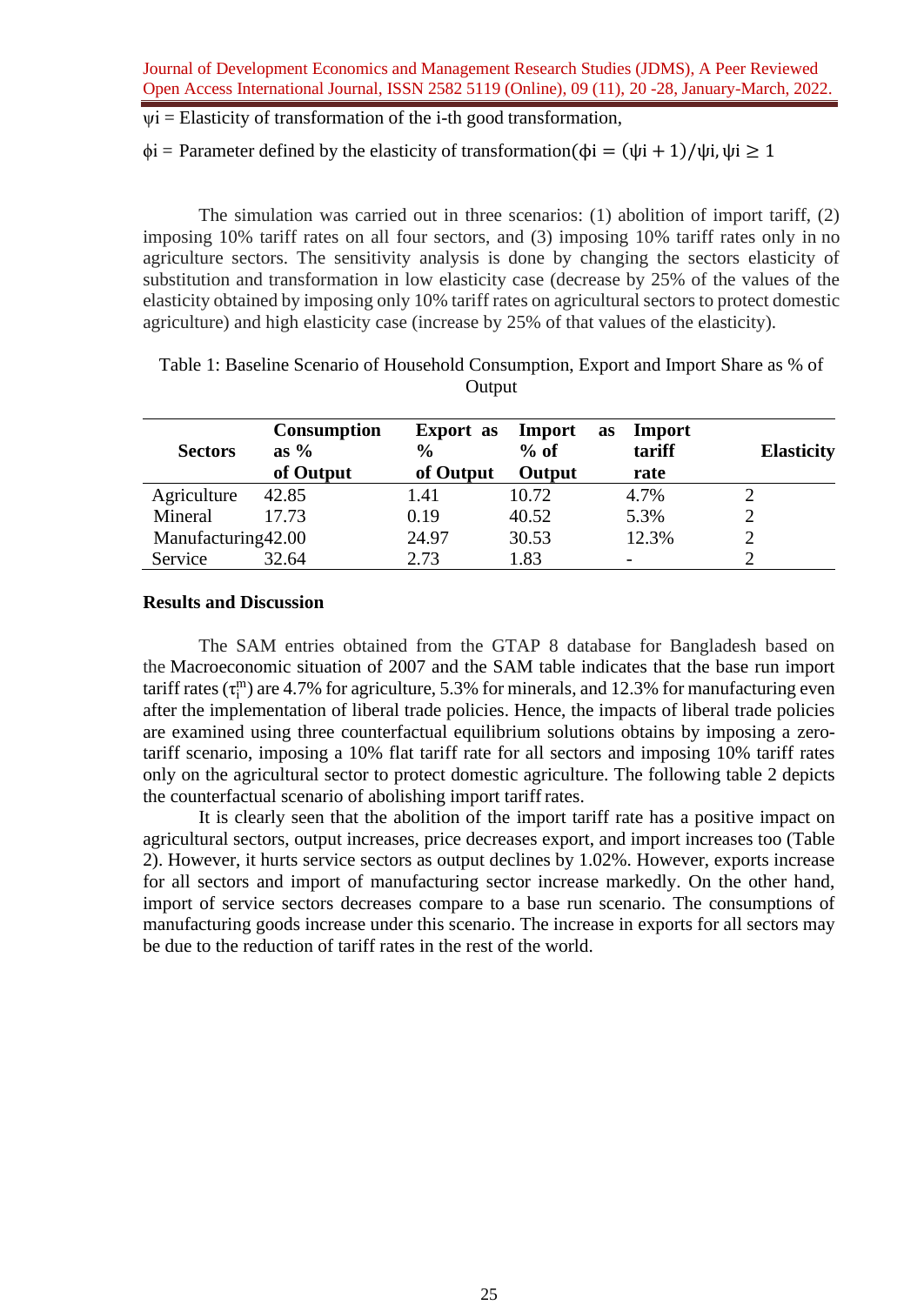$\psi i$ = Elasticity of transformation of the i-th good transformation,

$\phi i$ = Parameter defined by the elasticity of transformation($\phi i = (\psi i + 1)/\psi i, \psi i \geq 1$

The simulation was carried out in three scenarios: (1) abolition of import tariff, (2) imposing 10% tariff rates on all four sectors, and (3) imposing 10% tariff rates only in no agriculture sectors. The sensitivity analysis is done by changing the sectors elasticity of substitution and transformation in low elasticity case (decrease by 25% of the values of the elasticity obtained by imposing only 10% tariff rates on agricultural sectors to protect domestic agriculture) and high elasticity case (increase by 25% of that values of the elasticity).

Table 1: Baseline Scenario of Household Consumption, Export and Import Share as % of Output

| Sectors | Consumption as % of Output | Export as % of Output | Import as % of Output | Import tariff rate | Elasticity |
|---|---|---|---|---|---|
| Agriculture | 42.85 | 1.41 | 10.72 | 4.7% | 2 |
| Mineral | 17.73 | 0.19 | 40.52 | 5.3% | 2 |
| Manufacturing | 42.00 | 24.97 | 30.53 | 12.3% | 2 |
| Service | 32.64 | 2.73 | 1.83 | - | 2 |

**Results and Discussion**

The SAM entries obtained from the GTAP 8 database for Bangladesh based on the Macroeconomic situation of 2007 and the SAM table indicates that the base run import tariff rates ($\tau_i^m$) are 4.7% for agriculture, 5.3% for minerals, and 12.3% for manufacturing even after the implementation of liberal trade policies. Hence, the impacts of liberal trade policies are examined using three counterfactual equilibrium solutions obtains by imposing a zero-tariff scenario, imposing a 10% flat tariff rate for all sectors and imposing 10% tariff rates only on the agricultural sector to protect domestic agriculture. The following table 2 depicts the counterfactual scenario of abolishing import tariff rates.

It is clearly seen that the abolition of the import tariff rate has a positive impact on agricultural sectors, output increases, price decreases export, and import increases too (Table 2). However, it hurts service sectors as output declines by 1.02%. However, exports increase for all sectors and import of manufacturing sector increase markedly. On the other hand, import of service sectors decreases compare to a base run scenario. The consumptions of manufacturing goods increase under this scenario. The increase in exports for all sectors may be due to the reduction of tariff rates in the rest of the world.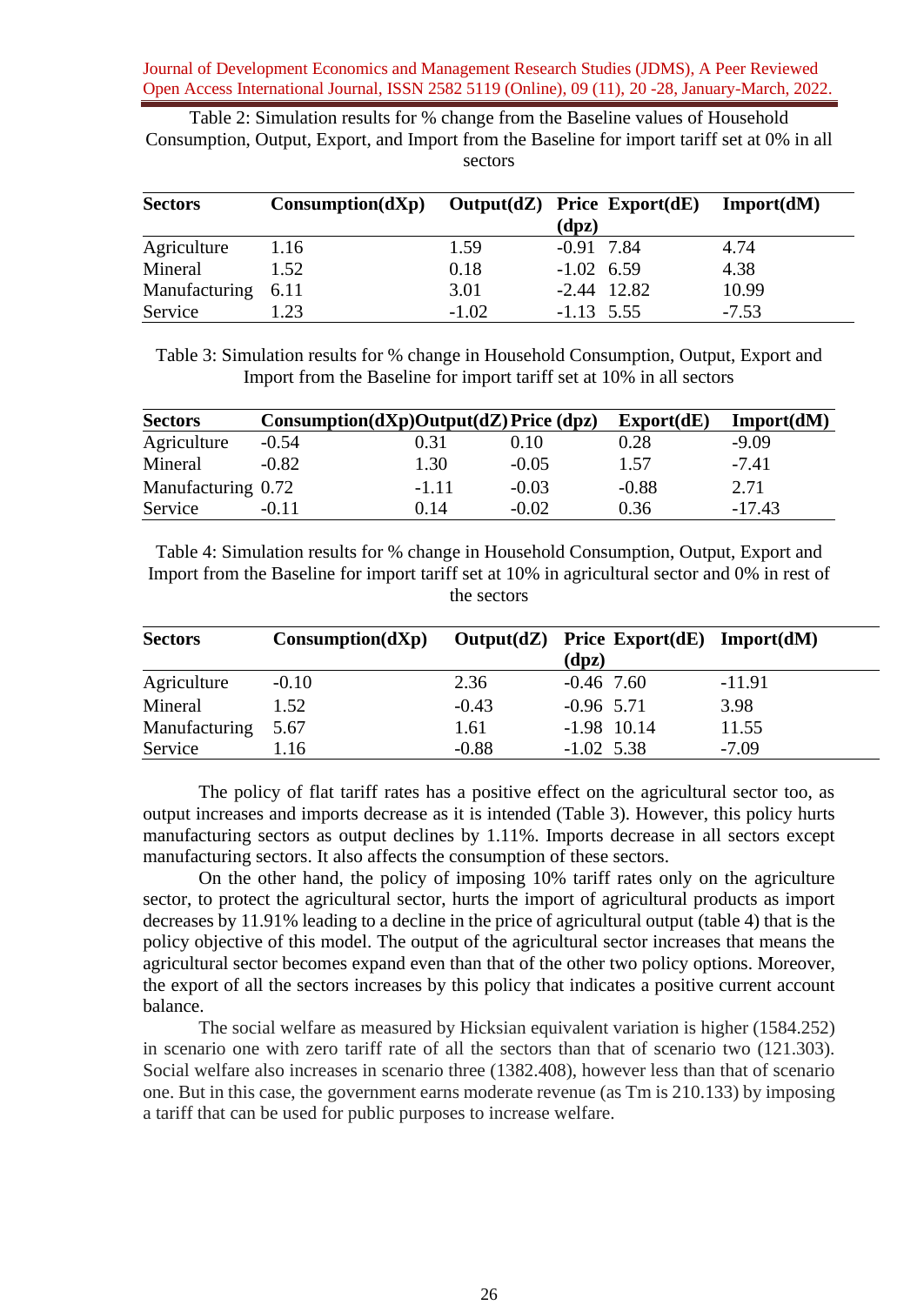Table 2: Simulation results for % change from the Baseline values of Household Consumption, Output, Export, and Import from the Baseline for import tariff set at 0% in all sectors

| Sectors | Consumption(dXp) | Output(dZ) | Price (dpz) | Export(dE) | Import(dM) |
|---|---|---|---|---|---|
| Agriculture | 1.16 | 1.59 | -0.91 | 7.84 | 4.74 |
| Mineral | 1.52 | 0.18 | -1.02 | 6.59 | 4.38 |
| Manufacturing | 6.11 | 3.01 | -2.44 | 12.82 | 10.99 |
| Service | 1.23 | -1.02 | -1.13 | 5.55 | -7.53 |

Table 3: Simulation results for % change in Household Consumption, Output, Export and Import from the Baseline for import tariff set at 10% in all sectors

| Sectors | Consumption(dXp) | Output(dZ) | Price (dpz) | Export(dE) | Import(dM) |
|---|---|---|---|---|---|
| Agriculture | -0.54 | 0.31 | 0.10 | 0.28 | -9.09 |
| Mineral | -0.82 | 1.30 | -0.05 | 1.57 | -7.41 |
| Manufacturing | 0.72 | -1.11 | -0.03 | -0.88 | 2.71 |
| Service | -0.11 | 0.14 | -0.02 | 0.36 | -17.43 |

Table 4: Simulation results for % change in Household Consumption, Output, Export and Import from the Baseline for import tariff set at 10% in agricultural sector and 0% in rest of the sectors

| Sectors | Consumption(dXp) | Output(dZ) | Price (dpz) | Export(dE) | Import(dM) |
|---|---|---|---|---|---|
| Agriculture | -0.10 | 2.36 | -0.46 | 7.60 | -11.91 |
| Mineral | 1.52 | -0.43 | -0.96 | 5.71 | 3.98 |
| Manufacturing | 5.67 | 1.61 | -1.98 | 10.14 | 11.55 |
| Service | 1.16 | -0.88 | -1.02 | 5.38 | -7.09 |

The policy of flat tariff rates has a positive effect on the agricultural sector too, as output increases and imports decrease as it is intended (Table 3). However, this policy hurts manufacturing sectors as output declines by 1.11%. Imports decrease in all sectors except manufacturing sectors. It also affects the consumption of these sectors.

On the other hand, the policy of imposing 10% tariff rates only on the agriculture sector, to protect the agricultural sector, hurts the import of agricultural products as import decreases by 11.91% leading to a decline in the price of agricultural output (table 4) that is the policy objective of this model. The output of the agricultural sector increases that means the agricultural sector becomes expand even than that of the other two policy options. Moreover, the export of all the sectors increases by this policy that indicates a positive current account balance.

The social welfare as measured by Hicksian equivalent variation is higher (1584.252) in scenario one with zero tariff rate of all the sectors than that of scenario two (121.303). Social welfare also increases in scenario three (1382.408), however less than that of scenario one. But in this case, the government earns moderate revenue (as Tm is 210.133) by imposing a tariff that can be used for public purposes to increase welfare.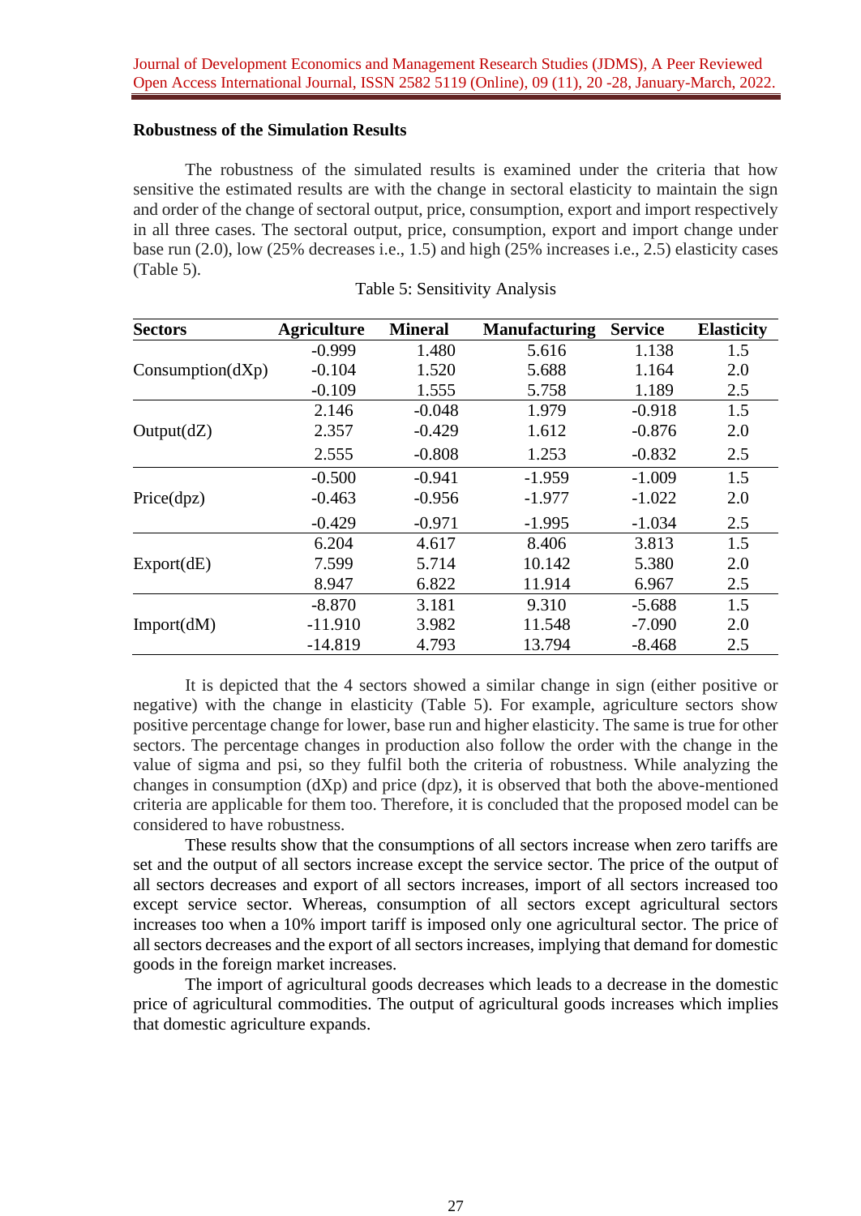### Robustness of the Simulation Results

The robustness of the simulated results is examined under the criteria that how sensitive the estimated results are with the change in sectoral elasticity to maintain the sign and order of the change of sectoral output, price, consumption, export and import respectively in all three cases. The sectoral output, price, consumption, export and import change under base run (2.0), low (25% decreases i.e., 1.5) and high (25% increases i.e., 2.5) elasticity cases (Table 5).

Table 5: Sensitivity Analysis

| Sectors | Agriculture | Mineral | Manufacturing | Service | Elasticity |
|---|---|---|---|---|---|
| | -0.999 | 1.480 | 5.616 | 1.138 | 1.5 |
| Consumption(dXp) | -0.104 | 1.520 | 5.688 | 1.164 | 2.0 |
| | -0.109 | 1.555 | 5.758 | 1.189 | 2.5 |
| | 2.146 | -0.048 | 1.979 | -0.918 | 1.5 |
| Output(dZ) | 2.357 | -0.429 | 1.612 | -0.876 | 2.0 |
| | 2.555 | -0.808 | 1.253 | -0.832 | 2.5 |
| | -0.500 | -0.941 | -1.959 | -1.009 | 1.5 |
| Price(dpz) | -0.463 | -0.956 | -1.977 | -1.022 | 2.0 |
| | -0.429 | -0.971 | -1.995 | -1.034 | 2.5 |
| | 6.204 | 4.617 | 8.406 | 3.813 | 1.5 |
| Export(dE) | 7.599 | 5.714 | 10.142 | 5.380 | 2.0 |
| | 8.947 | 6.822 | 11.914 | 6.967 | 2.5 |
| | -8.870 | 3.181 | 9.310 | -5.688 | 1.5 |
| Import(dM) | -11.910 | 3.982 | 11.548 | -7.090 | 2.0 |
| | -14.819 | 4.793 | 13.794 | -8.468 | 2.5 |

It is depicted that the 4 sectors showed a similar change in sign (either positive or negative) with the change in elasticity (Table 5). For example, agriculture sectors show positive percentage change for lower, base run and higher elasticity. The same is true for other sectors. The percentage changes in production also follow the order with the change in the value of sigma and psi, so they fulfil both the criteria of robustness. While analyzing the changes in consumption (dXp) and price (dpz), it is observed that both the above-mentioned criteria are applicable for them too. Therefore, it is concluded that the proposed model can be considered to have robustness.

These results show that the consumptions of all sectors increase when zero tariffs are set and the output of all sectors increase except the service sector. The price of the output of all sectors decreases and export of all sectors increases, import of all sectors increased too except service sector. Whereas, consumption of all sectors except agricultural sectors increases too when a 10% import tariff is imposed only one agricultural sector. The price of all sectors decreases and the export of all sectors increases, implying that demand for domestic goods in the foreign market increases.

The import of agricultural goods decreases which leads to a decrease in the domestic price of agricultural commodities. The output of agricultural goods increases which implies that domestic agriculture expands.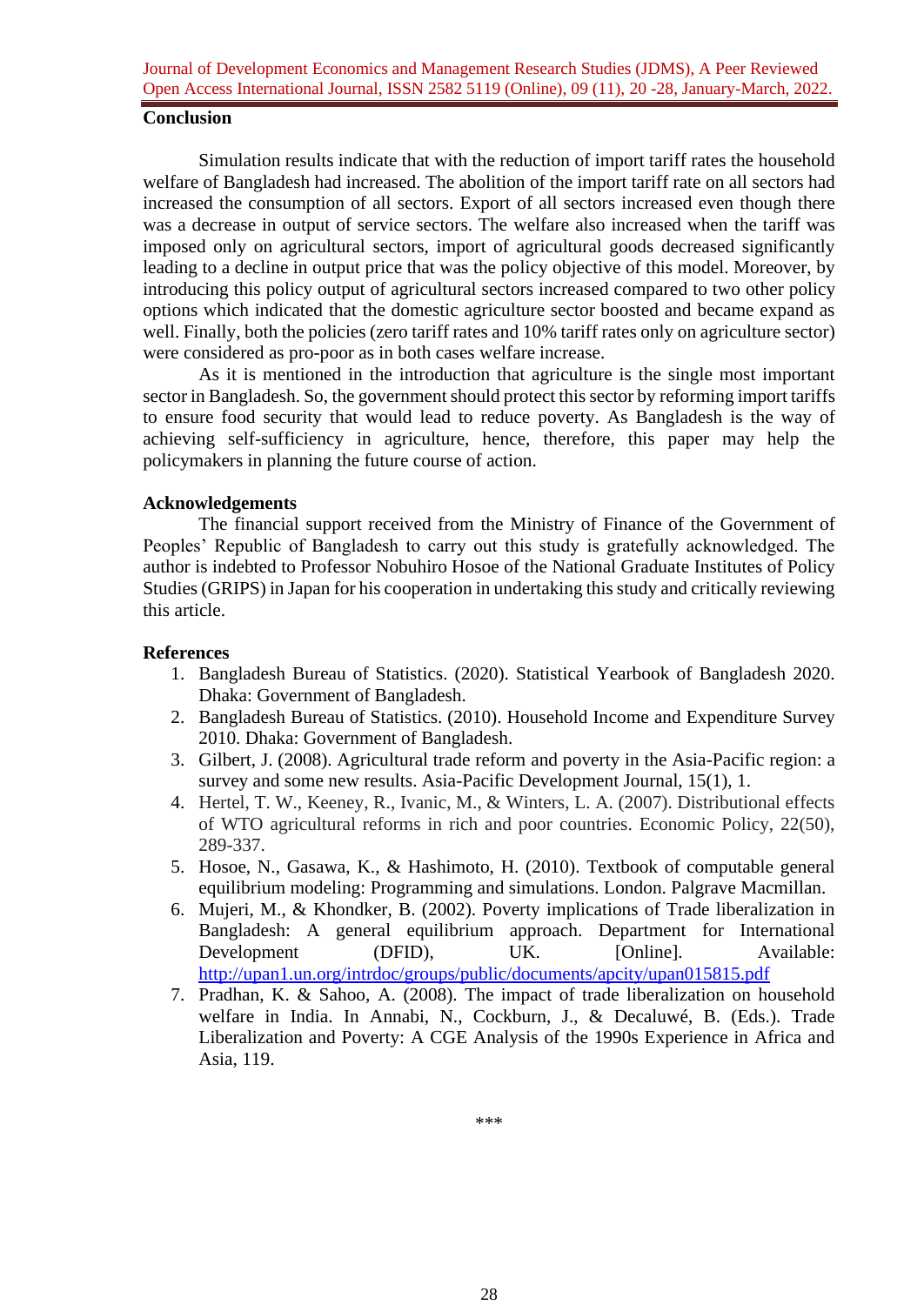## Conclusion

Simulation results indicate that with the reduction of import tariff rates the household welfare of Bangladesh had increased. The abolition of the import tariff rate on all sectors had increased the consumption of all sectors. Export of all sectors increased even though there was a decrease in output of service sectors. The welfare also increased when the tariff was imposed only on agricultural sectors, import of agricultural goods decreased significantly leading to a decline in output price that was the policy objective of this model. Moreover, by introducing this policy output of agricultural sectors increased compared to two other policy options which indicated that the domestic agriculture sector boosted and became expand as well. Finally, both the policies (zero tariff rates and 10% tariff rates only on agriculture sector) were considered as pro-poor as in both cases welfare increase.

As it is mentioned in the introduction that agriculture is the single most important sector in Bangladesh. So, the government should protect this sector by reforming import tariffs to ensure food security that would lead to reduce poverty. As Bangladesh is the way of achieving self-sufficiency in agriculture, hence, therefore, this paper may help the policymakers in planning the future course of action.

## Acknowledgements

The financial support received from the Ministry of Finance of the Government of Peoples' Republic of Bangladesh to carry out this study is gratefully acknowledged. The author is indebted to Professor Nobuhiro Hosoe of the National Graduate Institutes of Policy Studies (GRIPS) in Japan for his cooperation in undertaking this study and critically reviewing this article.

## References

1. Bangladesh Bureau of Statistics. (2020). Statistical Yearbook of Bangladesh 2020. Dhaka: Government of Bangladesh.
2. Bangladesh Bureau of Statistics. (2010). Household Income and Expenditure Survey 2010. Dhaka: Government of Bangladesh.
3. Gilbert, J. (2008). Agricultural trade reform and poverty in the Asia-Pacific region: a survey and some new results. Asia-Pacific Development Journal, 15(1), 1.
4. Hertel, T. W., Keeney, R., Ivanic, M., & Winters, L. A. (2007). Distributional effects of WTO agricultural reforms in rich and poor countries. Economic Policy, 22(50), 289-337.
5. Hosoe, N., Gasawa, K., & Hashimoto, H. (2010). Textbook of computable general equilibrium modeling: Programming and simulations. London. Palgrave Macmillan.
6. Mujeri, M., & Khondker, B. (2002). Poverty implications of Trade liberalization in Bangladesh: A general equilibrium approach. Department for International Development (DFID), UK. [Online]. Available: http://upan1.un.org/intrdoc/groups/public/documents/apcity/upan015815.pdf
7. Pradhan, K. & Sahoo, A. (2008). The impact of trade liberalization on household welfare in India. In Annabi, N., Cockburn, J., & Decaluwé, B. (Eds.). Trade Liberalization and Poverty: A CGE Analysis of the 1990s Experience in Africa and Asia, 119.

***